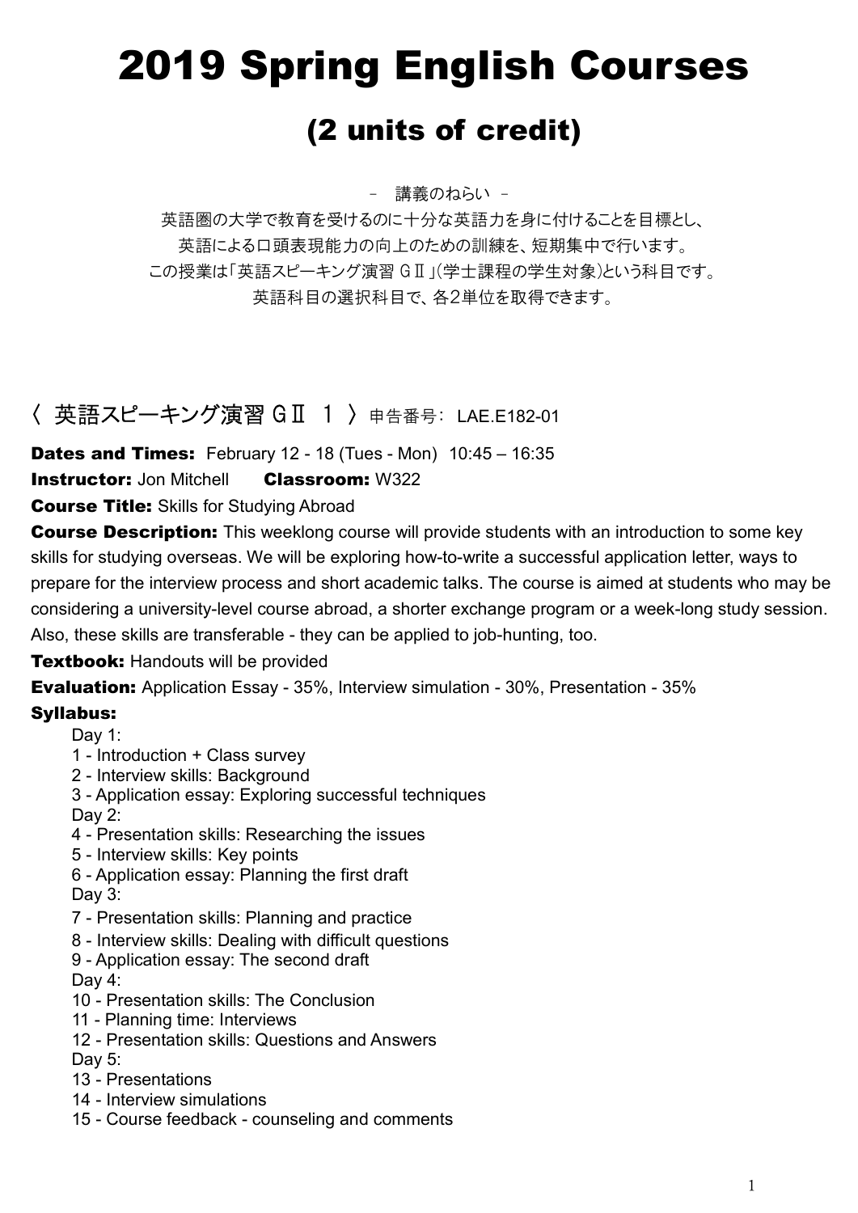# 2019 Spring English Courses

## (2 units of credit)

– 講義のねらい –

英語圏の大学で教育を受けるのに十分な英語力を身に付けることを目標とし、
英語による口頭表現能力の向上のための訓練を、短期集中で行います。
この授業は「英語スピーキング演習ＧⅡ」(学士課程の学生対象)という科目です。
英語科目の選択科目で、各2単位を取得できます。

### 〈 英語スピーキング演習 ＧⅡ　１ 〉 申告番号: LAE.E182-01

**Dates and Times:** February 12 - 18 (Tues - Mon) 10:45 – 16:35

**Instructor:** Jon Mitchell　　**Classroom:** W322

**Course Title:** Skills for Studying Abroad

**Course Description:** This weeklong course will provide students with an introduction to some key skills for studying overseas. We will be exploring how-to-write a successful application letter, ways to prepare for the interview process and short academic talks. The course is aimed at students who may be considering a university-level course abroad, a shorter exchange program or a week-long study session. Also, these skills are transferable - they can be applied to job-hunting, too.

**Textbook:** Handouts will be provided

**Evaluation:** Application Essay - 35%, Interview simulation - 30%, Presentation - 35%

**Syllabus:**

Day 1:
1 - Introduction + Class survey
2 - Interview skills: Background
3 - Application essay: Exploring successful techniques

Day 2:
4 - Presentation skills: Researching the issues
5 - Interview skills: Key points
6 - Application essay: Planning the first draft

Day 3:
7 - Presentation skills: Planning and practice
8 - Interview skills: Dealing with difficult questions
9 - Application essay: The second draft

Day 4:
10 - Presentation skills: The Conclusion
11 - Planning time: Interviews
12 - Presentation skills: Questions and Answers

Day 5:
13 - Presentations
14 - Interview simulations
15 - Course feedback - counseling and comments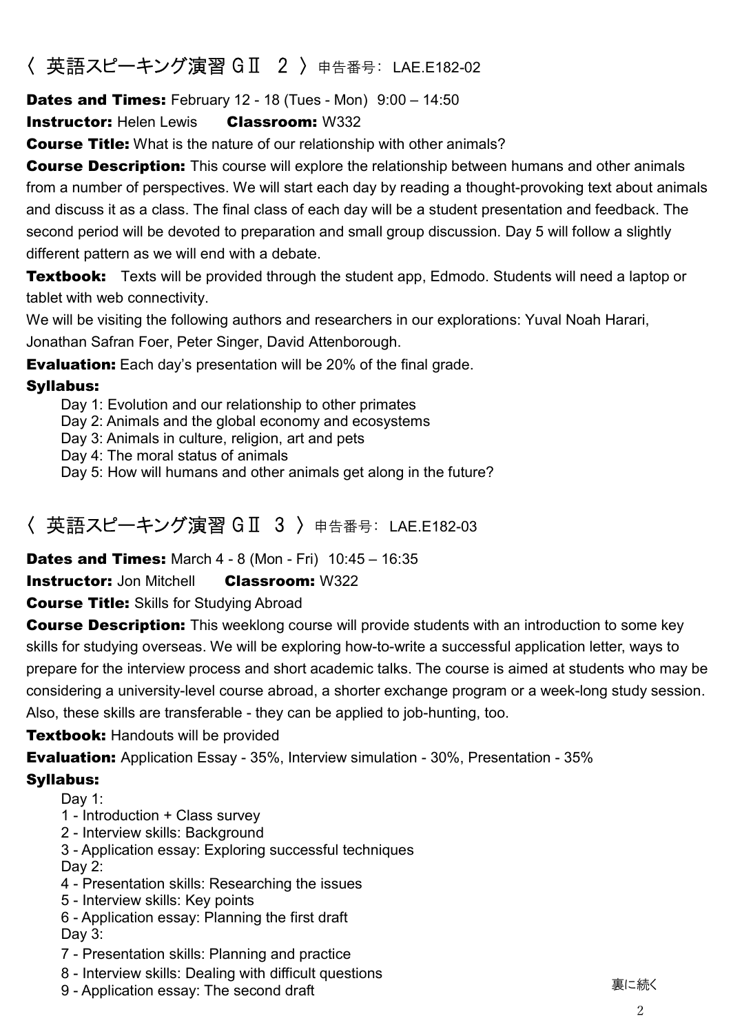## 〈 英語スピーキング演習 GⅡ　2 〉 申告番号: LAE.E182-02

**Dates and Times:** February 12 - 18 (Tues - Mon)　9:00 – 14:50

**Instructor:** Helen Lewis　　**Classroom:** W332

**Course Title:** What is the nature of our relationship with other animals?

**Course Description:** This course will explore the relationship between humans and other animals from a number of perspectives. We will start each day by reading a thought-provoking text about animals and discuss it as a class. The final class of each day will be a student presentation and feedback. The second period will be devoted to preparation and small group discussion. Day 5 will follow a slightly different pattern as we will end with a debate.

**Textbook:** Texts will be provided through the student app, Edmodo. Students will need a laptop or tablet with web connectivity.

We will be visiting the following authors and researchers in our explorations: Yuval Noah Harari, Jonathan Safran Foer, Peter Singer, David Attenborough.

**Evaluation:** Each day's presentation will be 20% of the final grade.

**Syllabus:**

Day 1: Evolution and our relationship to other primates
Day 2: Animals and the global economy and ecosystems
Day 3: Animals in culture, religion, art and pets
Day 4: The moral status of animals
Day 5: How will humans and other animals get along in the future?

## 〈 英語スピーキング演習 GⅡ　3 〉 申告番号: LAE.E182-03

**Dates and Times:** March 4 - 8 (Mon - Fri)　10:45 – 16:35

**Instructor:** Jon Mitchell　　**Classroom:** W322

**Course Title:** Skills for Studying Abroad

**Course Description:** This weeklong course will provide students with an introduction to some key skills for studying overseas. We will be exploring how-to-write a successful application letter, ways to prepare for the interview process and short academic talks. The course is aimed at students who may be considering a university-level course abroad, a shorter exchange program or a week-long study session. Also, these skills are transferable - they can be applied to job-hunting, too.

**Textbook:** Handouts will be provided

**Evaluation:** Application Essay - 35%, Interview simulation - 30%, Presentation - 35%

**Syllabus:**

Day 1:
1 - Introduction + Class survey
2 - Interview skills: Background
3 - Application essay: Exploring successful techniques
Day 2:
4 - Presentation skills: Researching the issues
5 - Interview skills: Key points
6 - Application essay: Planning the first draft
Day 3:
7 - Presentation skills: Planning and practice
8 - Interview skills: Dealing with difficult questions
9 - Application essay: The second draft

裏に続く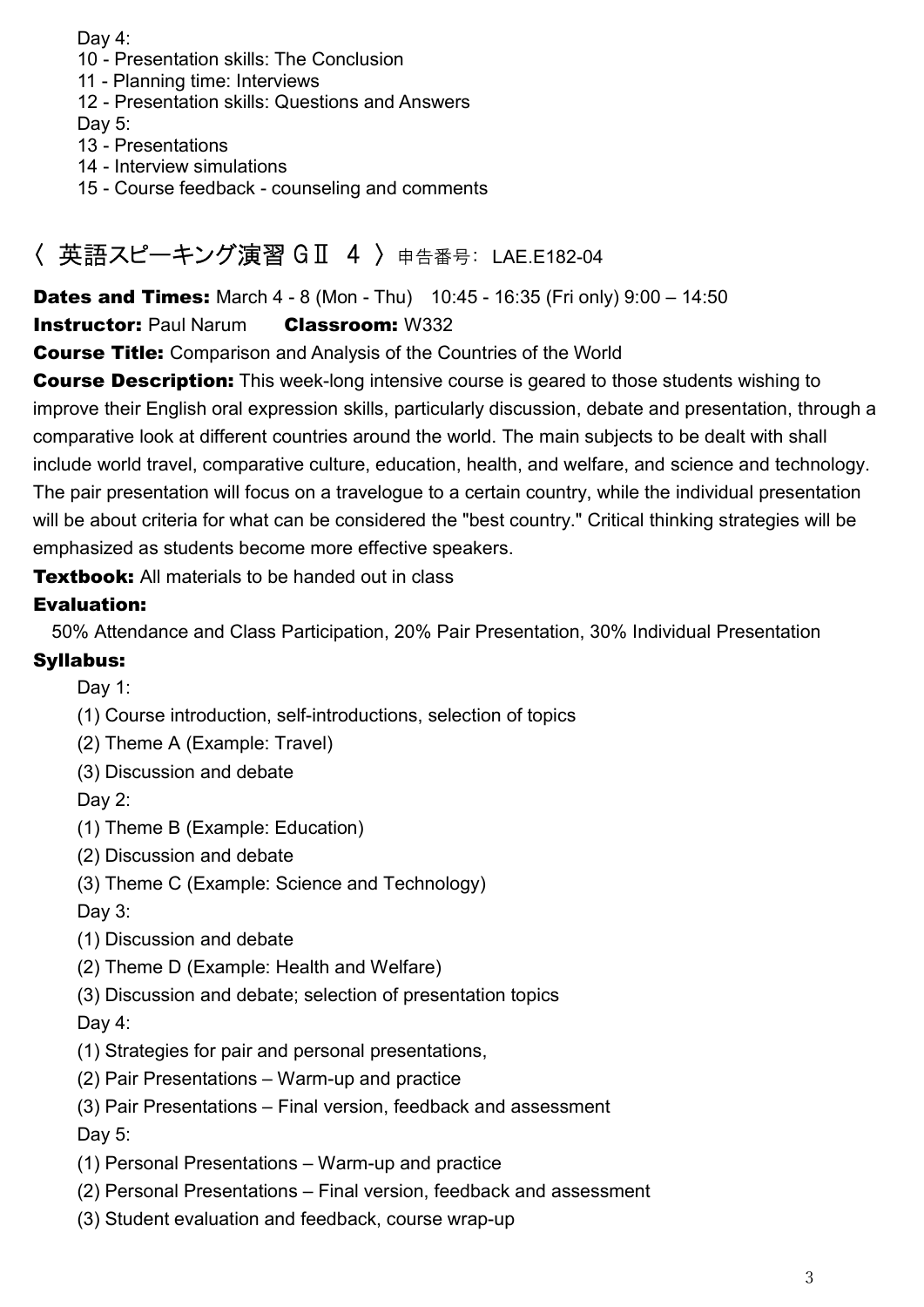Day 4:
10 - Presentation skills: The Conclusion
11 - Planning time: Interviews
12 - Presentation skills: Questions and Answers
Day 5:
13 - Presentations
14 - Interview simulations
15 - Course feedback - counseling and comments

## 〈 英語スピーキング演習 GⅡ 4 〉申告番号: LAE.E182-04

**Dates and Times:** March 4 - 8 (Mon - Thu) 10:45 - 16:35 (Fri only) 9:00 – 14:50
**Instructor:** Paul Narum **Classroom:** W332
**Course Title:** Comparison and Analysis of the Countries of the World
**Course Description:** This week-long intensive course is geared to those students wishing to improve their English oral expression skills, particularly discussion, debate and presentation, through a comparative look at different countries around the world. The main subjects to be dealt with shall include world travel, comparative culture, education, health, and welfare, and science and technology. The pair presentation will focus on a travelogue to a certain country, while the individual presentation will be about criteria for what can be considered the "best country." Critical thinking strategies will be emphasized as students become more effective speakers.
**Textbook:** All materials to be handed out in class

**Evaluation:**

50% Attendance and Class Participation, 20% Pair Presentation, 30% Individual Presentation

**Syllabus:**

Day 1:
(1) Course introduction, self-introductions, selection of topics
(2) Theme A (Example: Travel)
(3) Discussion and debate
Day 2:
(1) Theme B (Example: Education)
(2) Discussion and debate
(3) Theme C (Example: Science and Technology)
Day 3:
(1) Discussion and debate
(2) Theme D (Example: Health and Welfare)
(3) Discussion and debate; selection of presentation topics
Day 4:
(1) Strategies for pair and personal presentations,
(2) Pair Presentations – Warm-up and practice
(3) Pair Presentations – Final version, feedback and assessment
Day 5:
(1) Personal Presentations – Warm-up and practice
(2) Personal Presentations – Final version, feedback and assessment
(3) Student evaluation and feedback, course wrap-up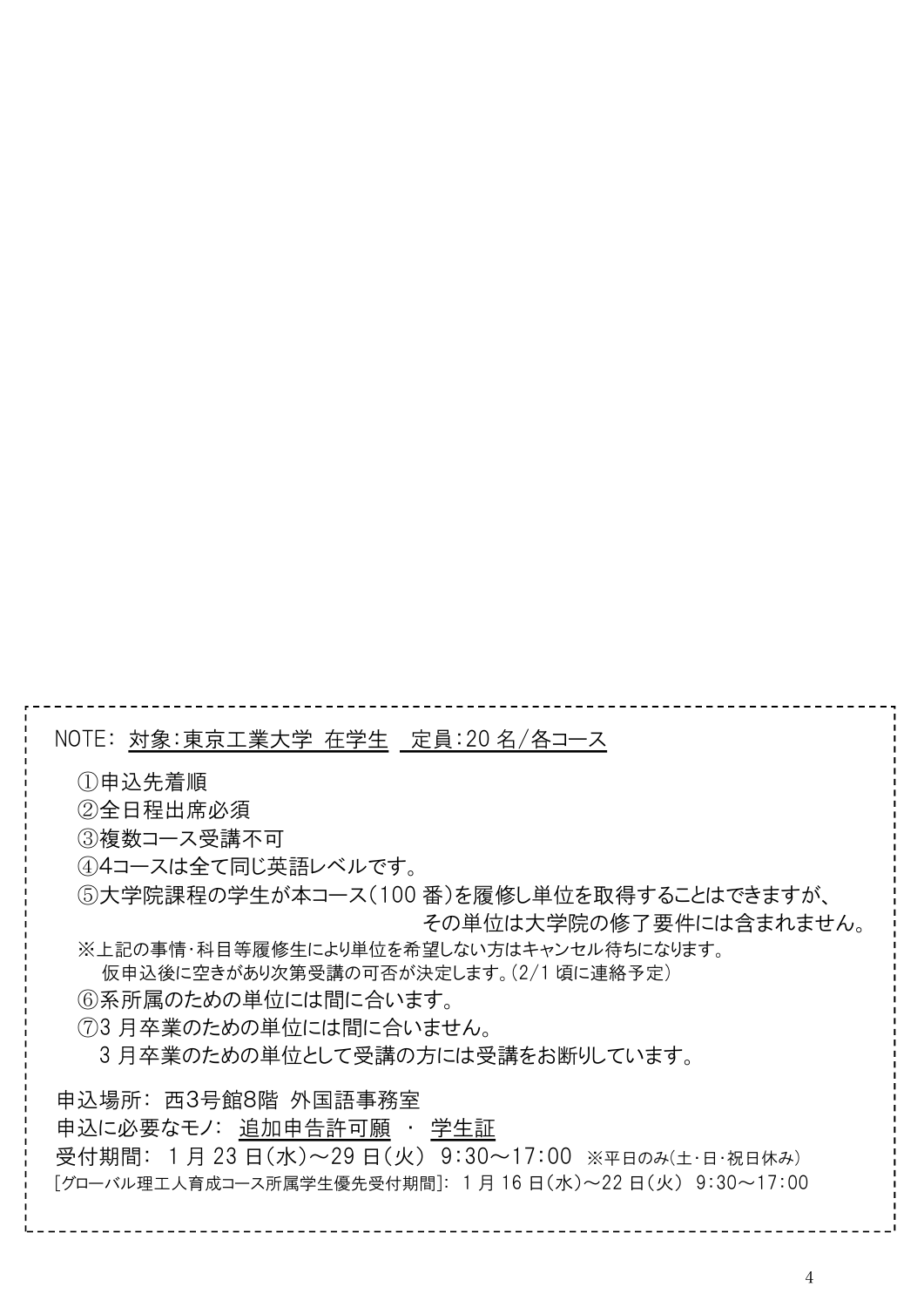NOTE: 対象:東京工業大学 在学生 定員:20 名/各コース

①申込先着順

②全日程出席必須

③複数コース受講不可

④4コースは全て同じ英語レベルです。

⑤大学院課程の学生が本コース(100 番)を履修し単位を取得することはできますが、その単位は大学院の修了要件には含まれません。

※上記の事情・科目等履修生により単位を希望しない方はキャンセル待ちになります。
仮申込後に空きがあり次第受講の可否が決定します。(2/1 頃に連絡予定)

⑥系所属のための単位には間に合います。

⑦3 月卒業のための単位には間に合いません。
3 月卒業のための単位として受講の方には受講をお断りしています。

申込場所: 西3号館8階 外国語事務室

申込に必要なモノ: 追加申告許可願 ・ 学生証

受付期間: 1 月 23 日(水)～29 日(火) 9:30～17:00 ※平日のみ(土・日・祝日休み)

[グローバル理工人育成コース所属学生優先受付期間]: 1 月 16 日(水)～22 日(火) 9:30～17:00